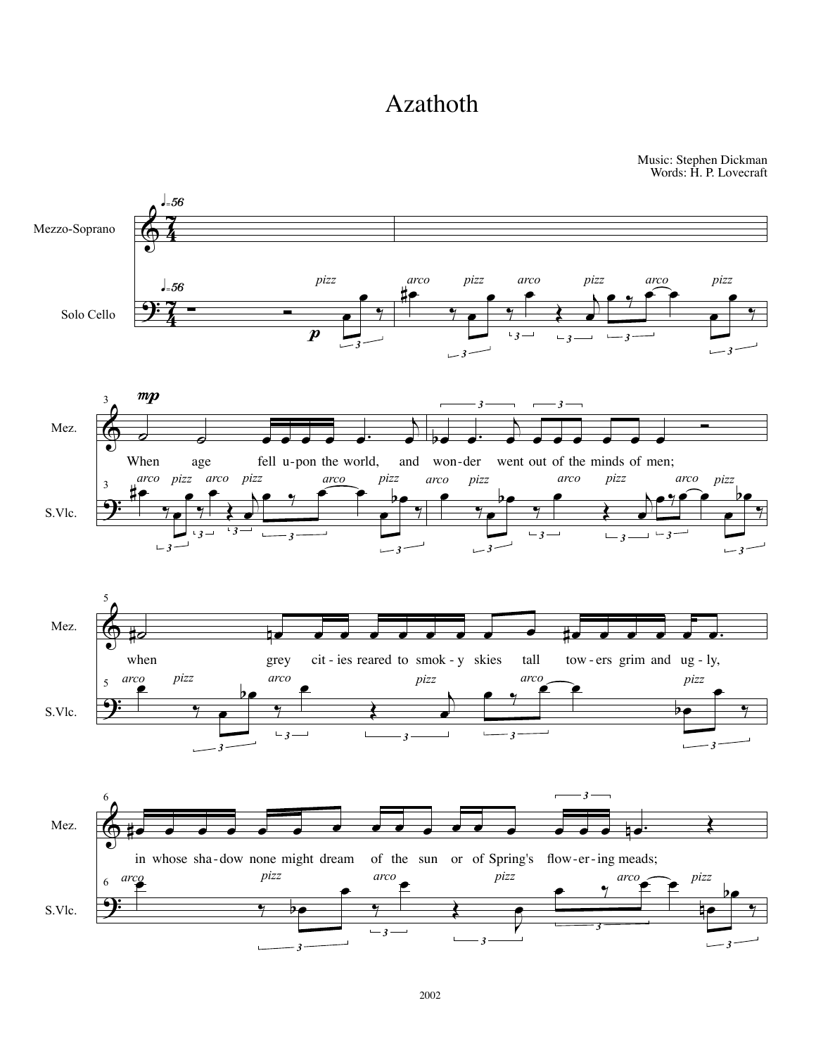# Azathoth

Music: Stephen Dickman
Words: H. P. Lovecraft

Mezzo-Soprano

Solo Cello

When age fell u-pon the world, and won-der went out of the minds of men;

when grey cit-ies reared to smok-y skies tall tow-ers grim and ug-ly,

in whose sha-dow none might dream of the sun or of Spring's flow-er-ing meads;

2002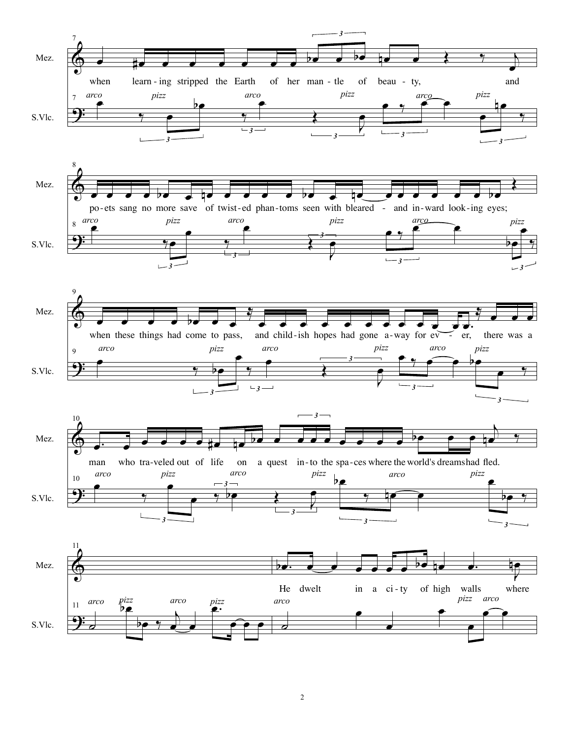**Mez.**

7 when learn-ing stripped the Earth of her man-tle of beau-ty, and

8 po-ets sang no more save of twist-ed phan-toms seen with bleared - and in-ward look-ing eyes;

9 when these things had come to pass, and child-ish hopes had gone a-way for ev - er, there was a

10 man who tra-veled out of life on a quest in-to the spa-ces where the world's dreams had fled.

11 He dwelt in a ci-ty of high walls where

**S.Vlc.**

arco pizz arco pizz arco pizz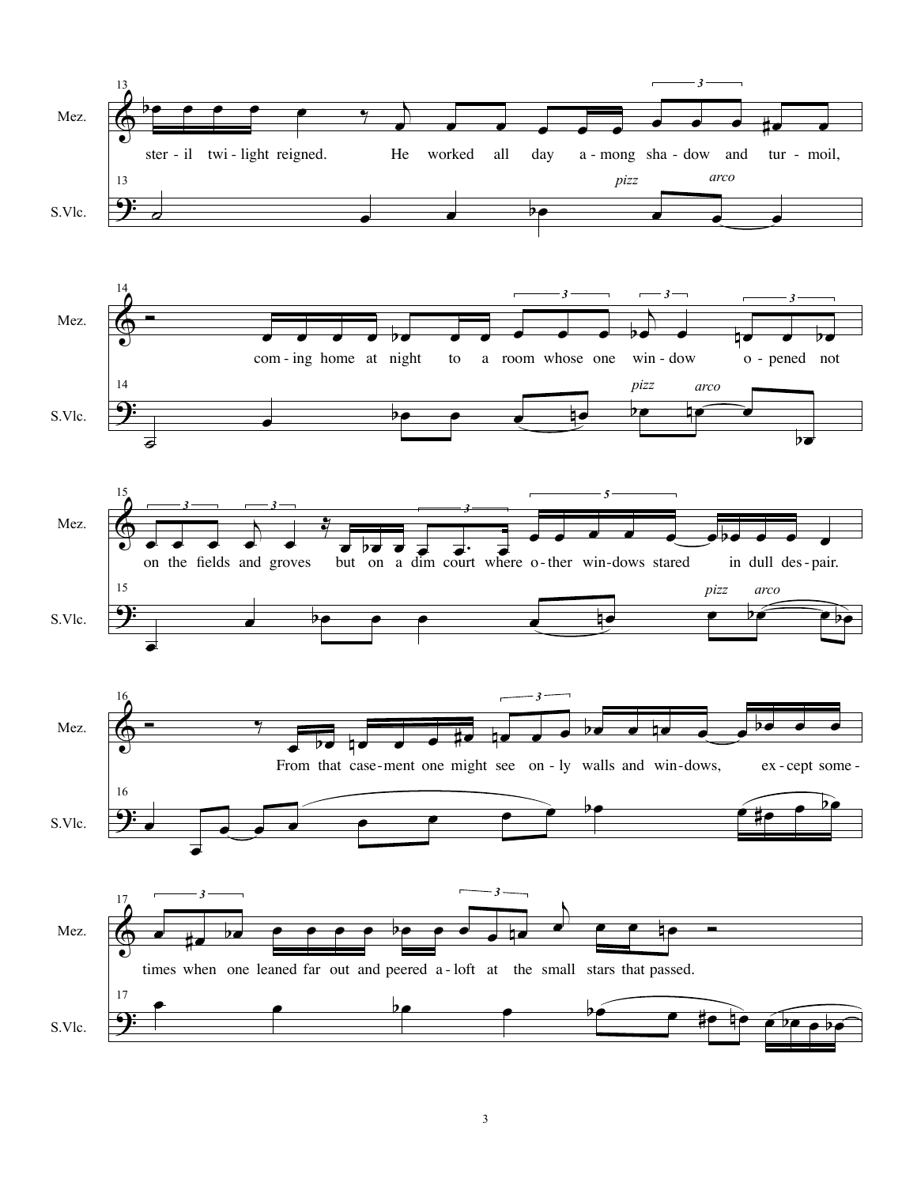ster - il twi - light reigned. He worked all day a - mong sha - dow and tur - moil,

com - ing home at night to a room whose one win - dow o - pened not

on the fields and groves but on a dim court where o - ther win - dows stared in dull des - pair.

From that case - ment one might see on - ly walls and win - dows, ex - cept some -

times when one leaned far out and peered a - loft at the small stars that passed.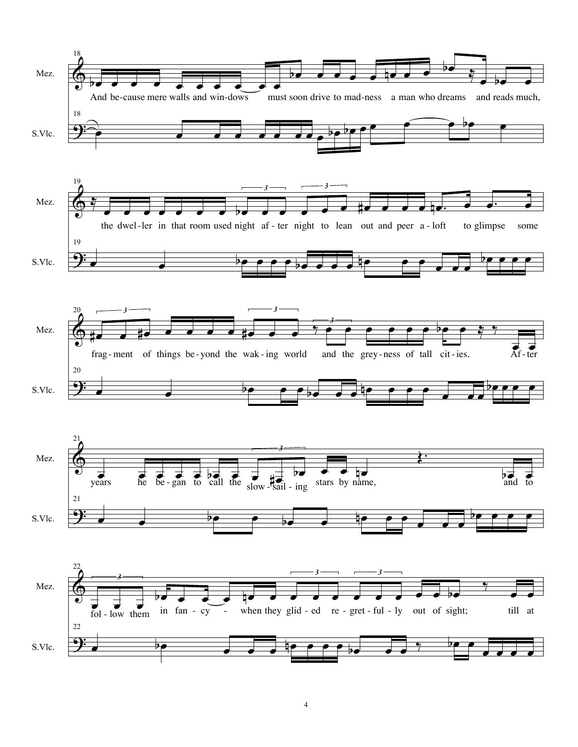18

Mez.: And be-cause mere walls and win-dows must soon drive to mad-ness a man who dreams and reads much,

S.Vlc.

19

Mez.: the dwel-ler in that room used night af-ter night to lean out and peer a-loft to glimpse some

S.Vlc.

20

Mez.: frag-ment of things be-yond the wak-ing world and the grey-ness of tall cit-ies. Af-ter

S.Vlc.

21

Mez.: years he be-gan to call the slow-sail-ing stars by name, and to

S.Vlc.

22

Mez.: fol-low them in fan-cy - when they glid-ed re-gret-ful-ly out of sight; till at

S.Vlc.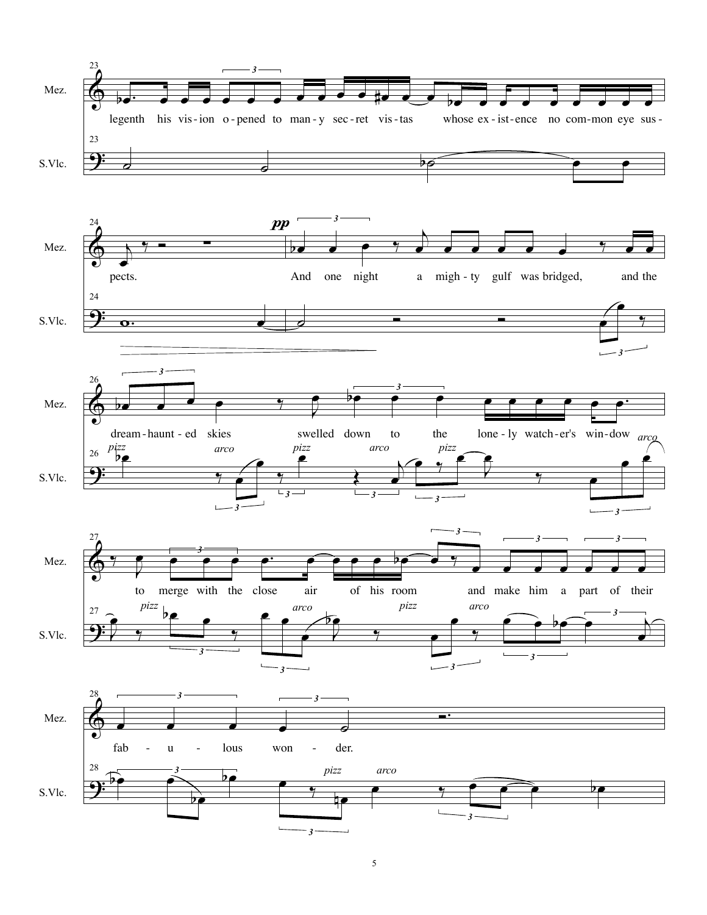legenth his vis-ion o-pened to man-y sec-ret vis-tas whose ex-ist-ence no com-mon eye sus-

pects. And one night a migh-ty gulf was bridged, and the

dream-haunt-ed skies swelled down to the lone-ly watch-er's win-dow

to merge with the close air of his room and make him a part of their

fab - u - lous won - der.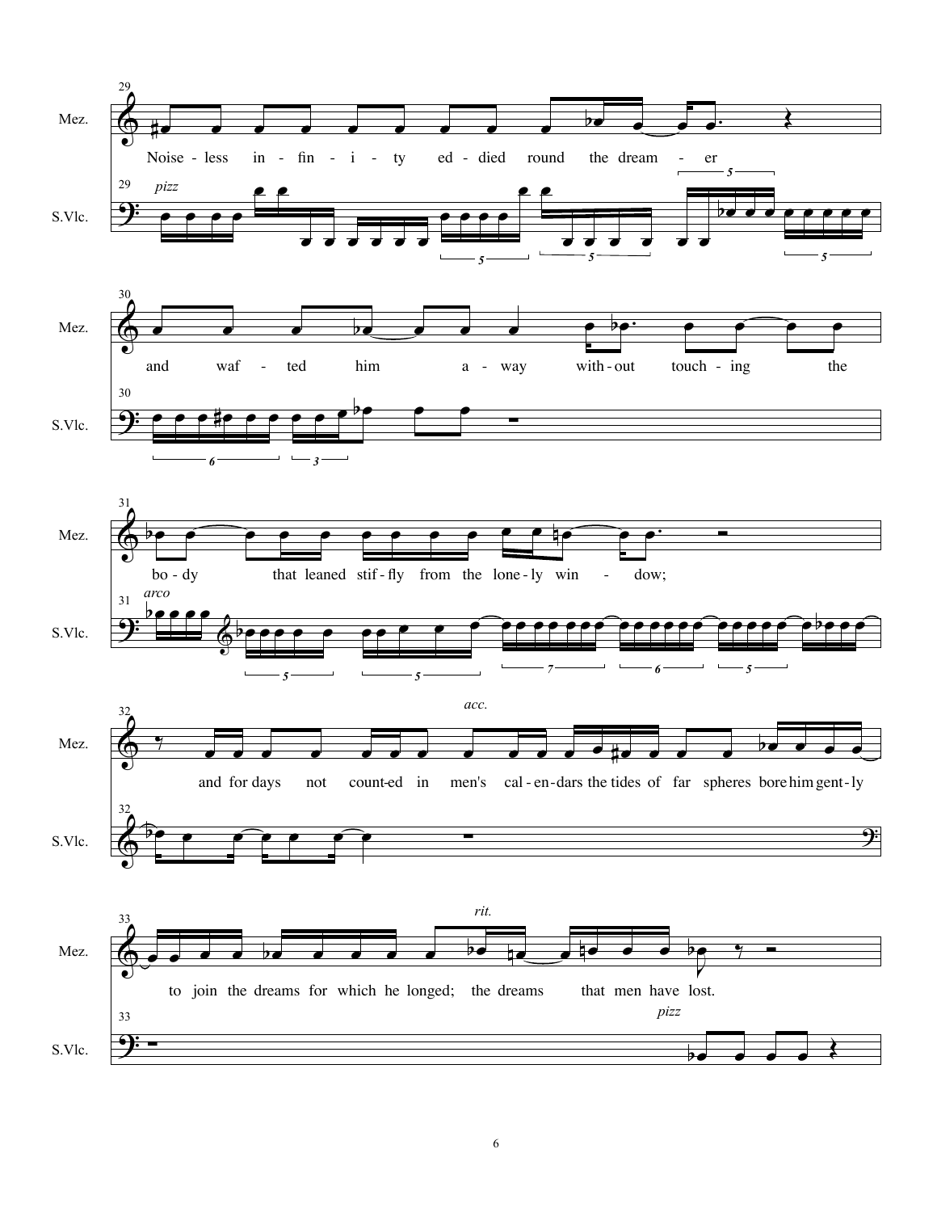Noise - less in - fin - i - ty ed - died round the dream - er

and waf - ted him a - way with - out touch - ing the

bo - dy that leaned stif - fly from the lone - ly win - dow;

and for days not count - ed in men's cal - en - dars the tides of far spheres bore him gent - ly

to join the dreams for which he longed; the dreams that men have lost.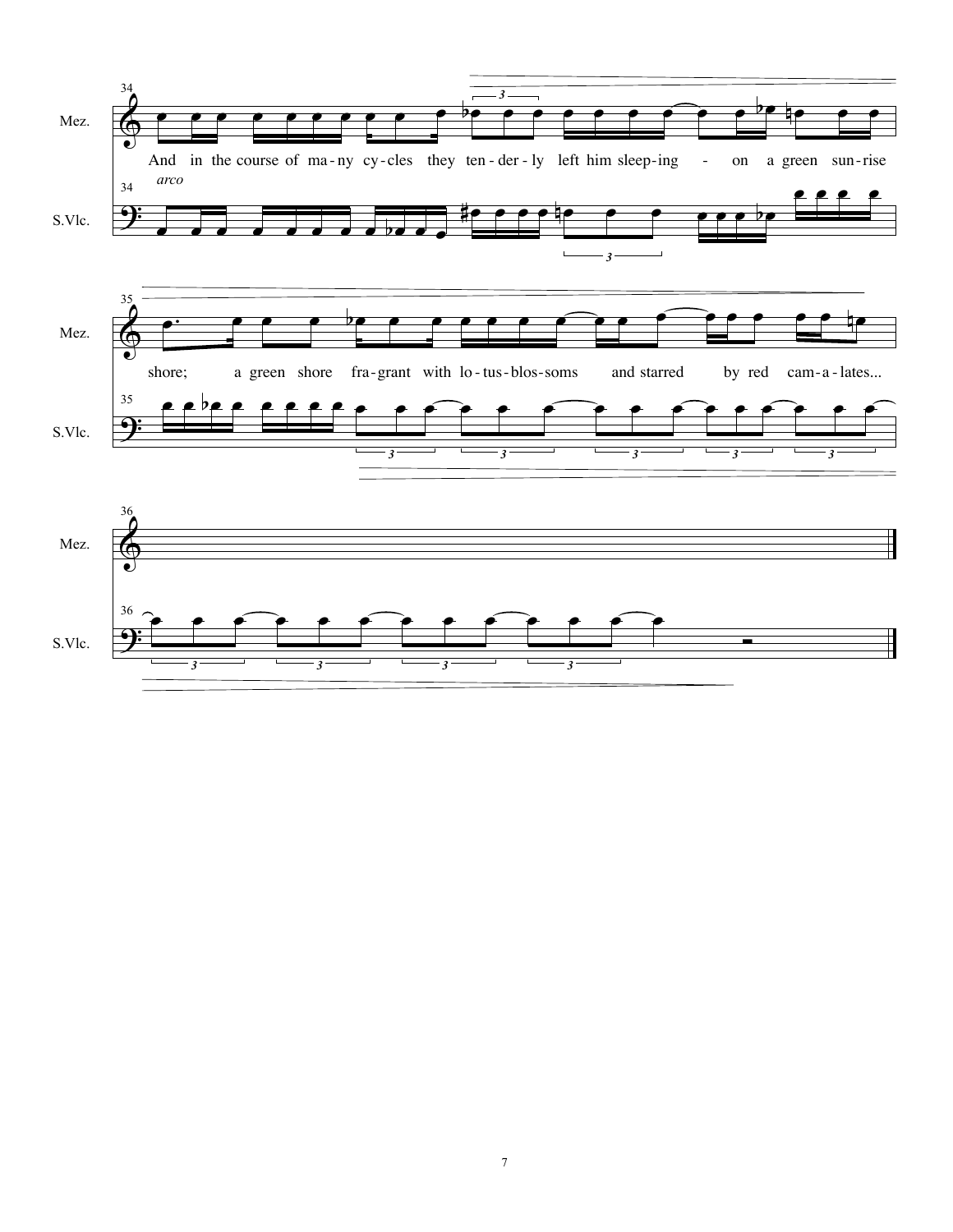Mez.

And in the course of ma-ny cy-cles they ten-der-ly left him sleep-ing - on a green sun-rise

S.Vlc.

*arco*

Mez.

shore; a green shore fra-grant with lo-tus-blos-soms and starred by red cam-a-lates...

S.Vlc.

Mez.

S.Vlc.